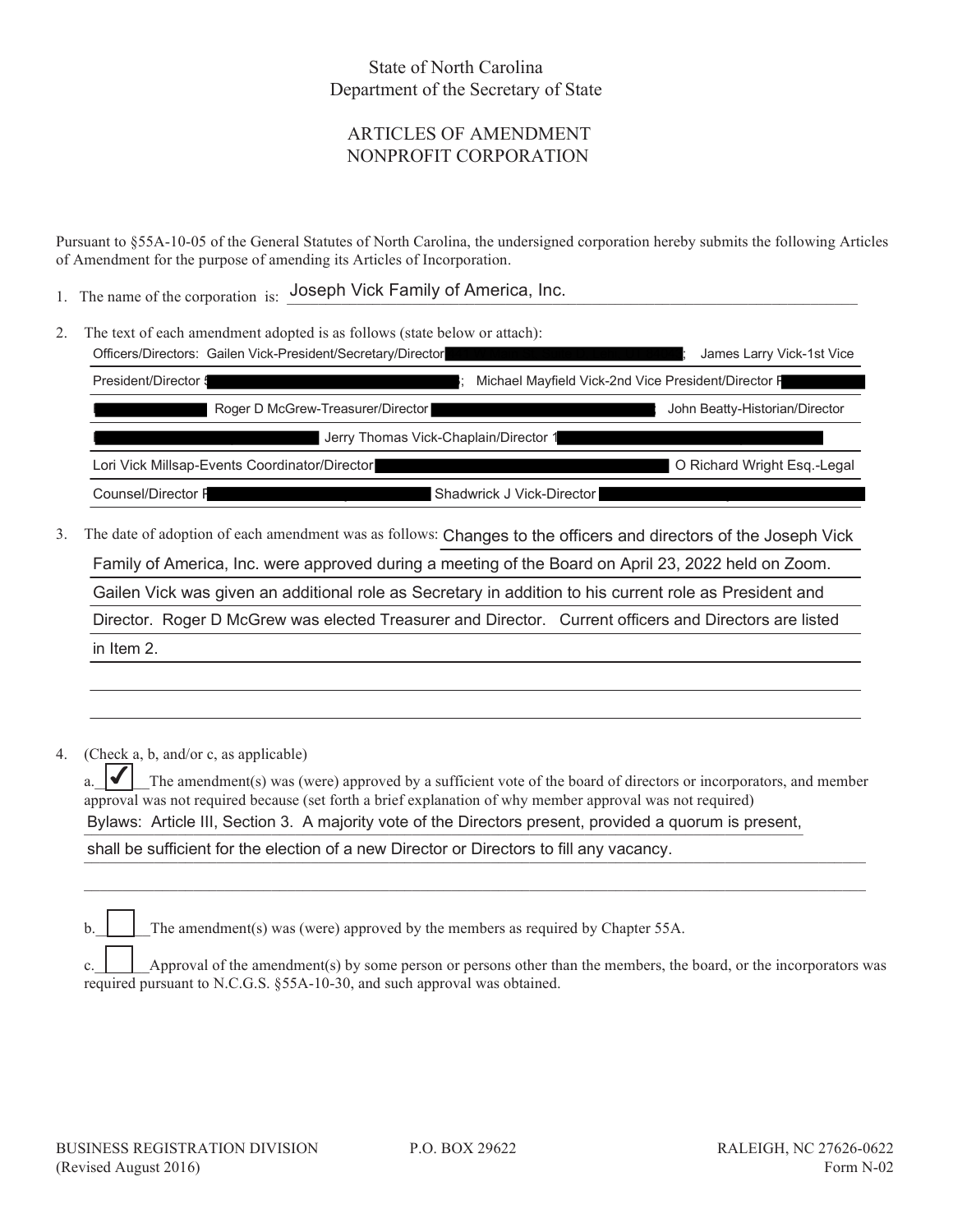State of North Carolina
Department of the Secretary of State

# ARTICLES OF AMENDMENT
# NONPROFIT CORPORATION

Pursuant to §55A-10-05 of the General Statutes of North Carolina, the undersigned corporation hereby submits the following Articles of Amendment for the purpose of amending its Articles of Incorporation.

1. The name of the corporation is: Joseph Vick Family of America, Inc.

2. The text of each amendment adopted is as follows (state below or attach):
   Officers/Directors: Gailen Vick-President/Secretary/Director ; James Larry Vick-1st Vice President/Director ; Michael Mayfield Vick-2nd Vice President/Director Roger D McGrew-Treasurer/Director John Beatty-Historian/Director Jerry Thomas Vick-Chaplain/Director Lori Vick Millsap-Events Coordinator/Director O Richard Wright Esq.-Legal Counsel/Director Shadwrick J Vick-Director

3. The date of adoption of each amendment was as follows: Changes to the officers and directors of the Joseph Vick Family of America, Inc. were approved during a meeting of the Board on April 23, 2022 held on Zoom. Gailen Vick was given an additional role as Secretary in addition to his current role as President and Director. Roger D McGrew was elected Treasurer and Director. Current officers and Directors are listed in Item 2.

4. (Check a, b, and/or c, as applicable)

   a. ☑ The amendment(s) was (were) approved by a sufficient vote of the board of directors or incorporators, and member approval was not required because (set forth a brief explanation of why member approval was not required)
   Bylaws: Article III, Section 3. A majority vote of the Directors present, provided a quorum is present, shall be sufficient for the election of a new Director or Directors to fill any vacancy.

   b. ☐ The amendment(s) was (were) approved by the members as required by Chapter 55A.

   c. ☐ Approval of the amendment(s) by some person or persons other than the members, the board, or the incorporators was required pursuant to N.C.G.S. §55A-10-30, and such approval was obtained.

BUSINESS REGISTRATION DIVISION (Revised August 2016) P.O. BOX 29622 RALEIGH, NC 27626-0622 Form N-02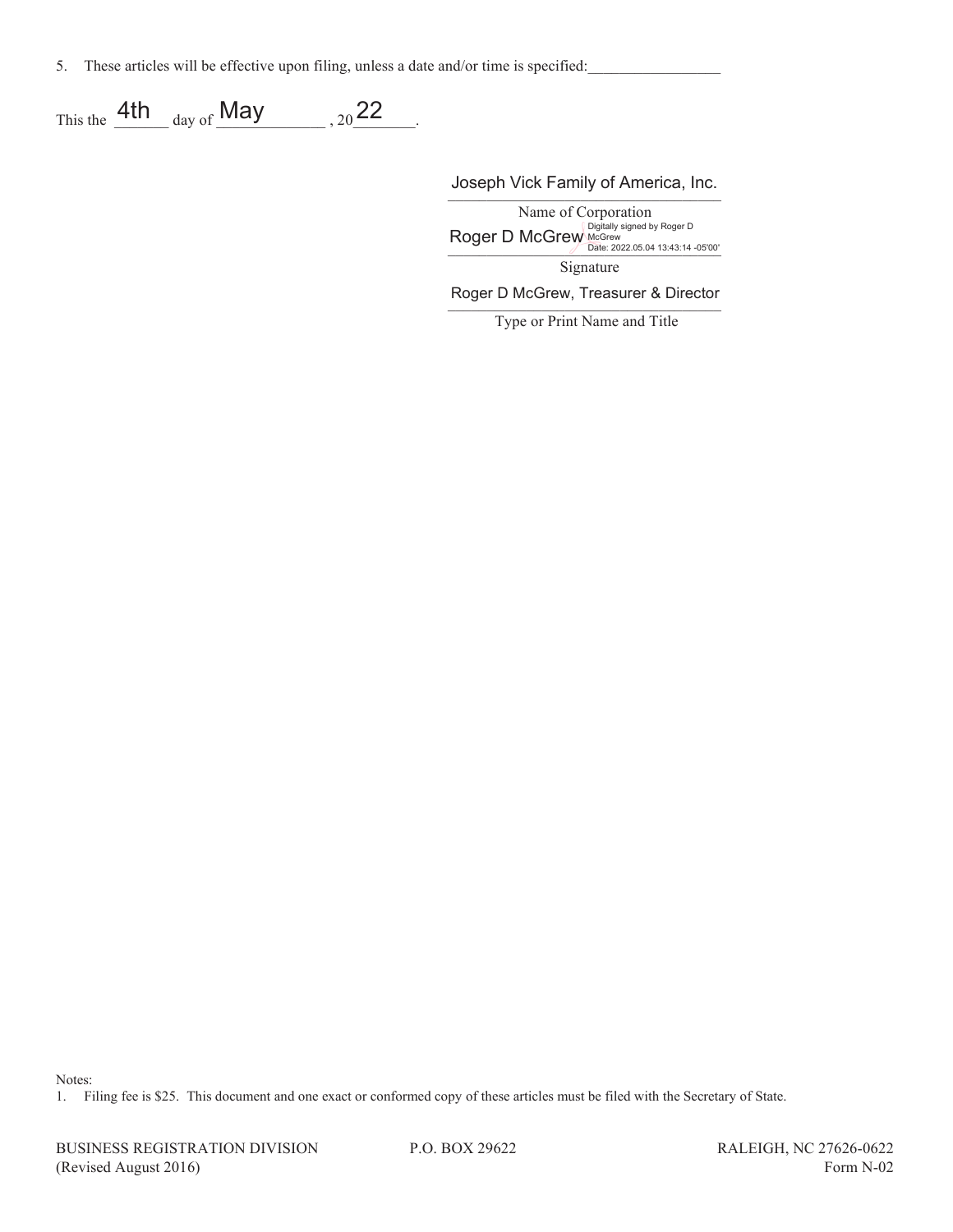5. These articles will be effective upon filing, unless a date and/or time is specified:_________________

This the 4th day of May, 2022.

Joseph Vick Family of America, Inc.

Name of Corporation

Roger D McGrew Digitally signed by Roger D McGrew Date: 2022.05.04 13:43:14 -05'00'

Signature

Roger D McGrew, Treasurer & Director

Type or Print Name and Title

Notes:

1. Filing fee is $25. This document and one exact or conformed copy of these articles must be filed with the Secretary of State.

BUSINESS REGISTRATION DIVISION P.O. BOX 29622 RALEIGH, NC 27626-0622

(Revised August 2016) Form N-02